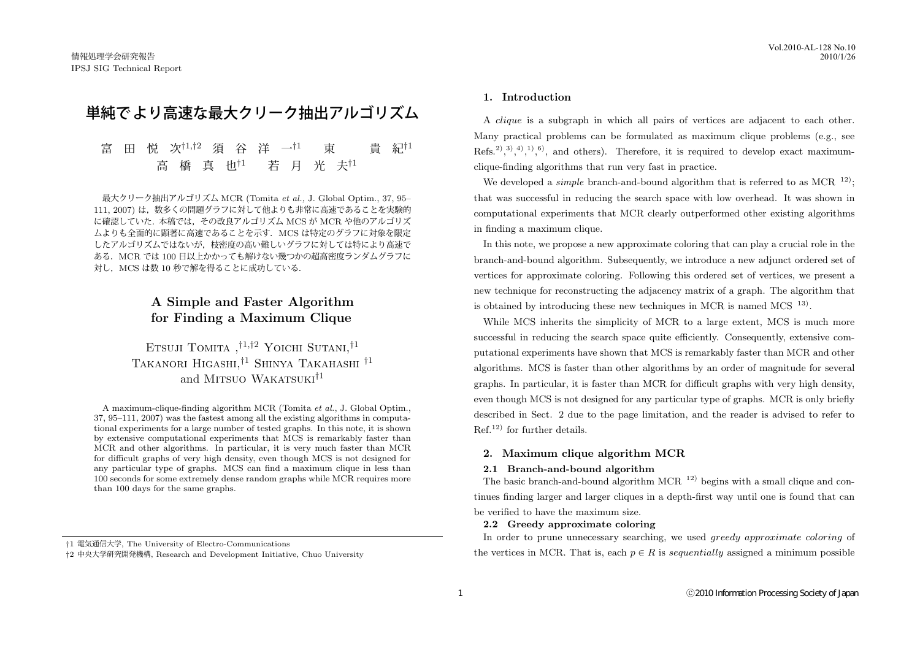# 単純でより高速な最大クリーク抽出アルゴリズム

富田悦次[†1,†2] 須谷洋一[†1] 東 貴紀[†1]
高橋真也[†1] 若月光夫[†1]

最大クリーク抽出アルゴリズム MCR (Tomita *et al.*, J. Global Optim., 37, 95–111, 2007) は，数多くの問題グラフに対して他よりも非常に高速であることを実験的に確認していた．本稿では，その改良アルゴリズム MCS が MCR や他のアルゴリズムよりも全面的に顕著に高速であることを示す．MCS は特定のグラフに対象を限定したアルゴリズムではないが，枝密度の高い難しいグラフに対しては特により高速である．MCR では 100 日以上かかっても解けない幾つかの超高密度ランダムグラフに対し，MCS は数 10 秒で解を得ることに成功している．

# A Simple and Faster Algorithm for Finding a Maximum Clique

Etsuji Tomita,[†1,†2] Yoichi Sutani,[†1] Takanori Higashi,[†1] Shinya Takahashi[†1] and Mitsuo Wakatsuki[†1]

A maximum-clique-finding algorithm MCR (Tomita *et al.*, J. Global Optim., 37, 95–111, 2007) was the fastest among all the existing algorithms in computational experiments for a large number of tested graphs. In this note, it is shown by extensive computational experiments that MCS is remarkably faster than MCR and other algorithms. In particular, it is very much faster than MCR for difficult graphs of very high density, even though MCS is not designed for any particular type of graphs. MCS can find a maximum clique in less than 100 seconds for some extremely dense random graphs while MCR requires more than 100 days for the same graphs.

†1 電気通信大学, The University of Electro-Communications

†2 中央大学研究開発機構, Research and Development Initiative, Chuo University

## 1. Introduction

A *clique* is a subgraph in which all pairs of vertices are adjacent to each other. Many practical problems can be formulated as maximum clique problems (e.g., see Refs.[2),3),4),1),6)], and others). Therefore, it is required to develop exact maximum-clique-finding algorithms that run very fast in practice.

We developed a *simple* branch-and-bound algorithm that is referred to as MCR [12)]; that was successful in reducing the search space with low overhead. It was shown in computational experiments that MCR clearly outperformed other existing algorithms in finding a maximum clique.

In this note, we propose a new approximate coloring that can play a crucial role in the branch-and-bound algorithm. Subsequently, we introduce a new adjunct ordered set of vertices for approximate coloring. Following this ordered set of vertices, we present a new technique for reconstructing the adjacency matrix of a graph. The algorithm that is obtained by introducing these new techniques in MCR is named MCS [13)].

While MCS inherits the simplicity of MCR to a large extent, MCS is much more successful in reducing the search space quite efficiently. Consequently, extensive computational experiments have shown that MCS is remarkably faster than MCR and other algorithms. MCS is faster than other algorithms by an order of magnitude for several graphs. In particular, it is faster than MCR for difficult graphs with very high density, even though MCS is not designed for any particular type of graphs. MCR is only briefly described in Sect. 2 due to the page limitation, and the reader is advised to refer to Ref.[12)] for further details.

## 2. Maximum clique algorithm MCR

### 2.1 Branch-and-bound algorithm

The basic branch-and-bound algorithm MCR [12)] begins with a small clique and continues finding larger and larger cliques in a depth-first way until one is found that can be verified to have the maximum size.

### 2.2 Greedy approximate coloring

In order to prune unnecessary searching, we used *greedy approximate coloring* of the vertices in MCR. That is, each $p \in R$ is *sequentially* assigned a minimum possible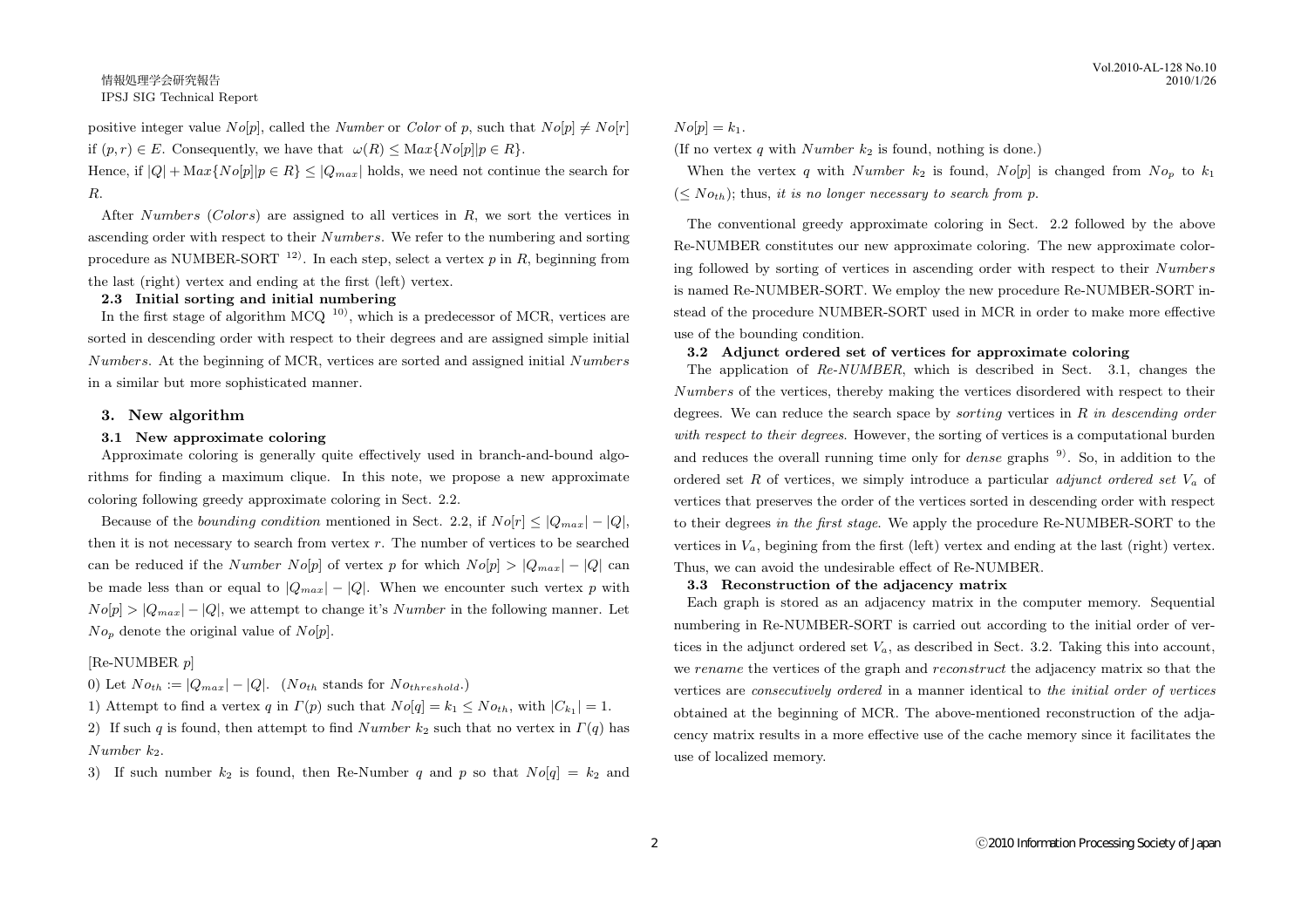positive integer value $No[p]$, called the *Number* or *Color* of $p$, such that $No[p] \neq No[r]$ if $(p, r) \in E$. Consequently, we have that $\omega(R) \leq \mathrm{Max}\{No[p] | p \in R\}$.

Hence, if $|Q| + \mathrm{Max}\{No[p] | p \in R\} \leq |Q_{max}|$ holds, we need not continue the search for $R$.

After *Numbers* (*Colors*) are assigned to all vertices in $R$, we sort the vertices in ascending order with respect to their *Numbers*. We refer to the numbering and sorting procedure as NUMBER-SORT [12]. In each step, select a vertex $p$ in $R$, beginning from the last (right) vertex and ending at the first (left) vertex.

### 2.3 Initial sorting and initial numbering

In the first stage of algorithm MCQ [10], which is a predecessor of MCR, vertices are sorted in descending order with respect to their degrees and are assigned simple initial *Numbers*. At the beginning of MCR, vertices are sorted and assigned initial *Numbers* in a similar but more sophisticated manner.

## 3. New algorithm

### 3.1 New approximate coloring

Approximate coloring is generally quite effectively used in branch-and-bound algorithms for finding a maximum clique. In this note, we propose a new approximate coloring following greedy approximate coloring in Sect. 2.2.

Because of the *bounding condition* mentioned in Sect. 2.2, if $No[r] \leq |Q_{max}| - |Q|$, then it is not necessary to search from vertex $r$. The number of vertices to be searched can be reduced if the *Number* $No[p]$ of vertex $p$ for which $No[p] > |Q_{max}| - |Q|$ can be made less than or equal to $|Q_{max}| - |Q|$. When we encounter such vertex $p$ with $No[p] > |Q_{max}| - |Q|$, we attempt to change it's *Number* in the following manner. Let $No_p$ denote the original value of $No[p]$.

[Re-NUMBER $p$]

0) Let $No_{th} := |Q_{max}| - |Q|$. ($No_{th}$ stands for $No_{threshold}$.)

1) Attempt to find a vertex $q$ in $\Gamma(p)$ such that $No[q] = k_1 \leq No_{th}$, with $|C_{k_1}| = 1$.

2) If such $q$ is found, then attempt to find *Number* $k_2$ such that no vertex in $\Gamma(q)$ has *Number* $k_2$.

3) If such number $k_2$ is found, then Re-Number $q$ and $p$ so that $No[q] = k_2$ and $No[p] = k_1$.

(If no vertex $q$ with *Number* $k_2$ is found, nothing is done.)

When the vertex $q$ with *Number* $k_2$ is found, $No[p]$ is changed from $No_p$ to $k_1$ ($\leq No_{th}$); thus, *it is no longer necessary to search from p*.

The conventional greedy approximate coloring in Sect. 2.2 followed by the above Re-NUMBER constitutes our new approximate coloring. The new approximate coloring followed by sorting of vertices in ascending order with respect to their *Numbers* is named Re-NUMBER-SORT. We employ the new procedure Re-NUMBER-SORT instead of the procedure NUMBER-SORT used in MCR in order to make more effective use of the bounding condition.

### 3.2 Adjunct ordered set of vertices for approximate coloring

The application of *Re-NUMBER*, which is described in Sect. 3.1, changes the *Numbers* of the vertices, thereby making the vertices disordered with respect to their degrees. We can reduce the search space by *sorting* vertices in *R in descending order with respect to their degrees*. However, the sorting of vertices is a computational burden and reduces the overall running time only for *dense* graphs [9]. So, in addition to the ordered set $R$ of vertices, we simply introduce a particular *adjunct ordered set* $V_a$ of vertices that preserves the order of the vertices sorted in descending order with respect to their degrees *in the first stage*. We apply the procedure Re-NUMBER-SORT to the vertices in $V_a$, begining from the first (left) vertex and ending at the last (right) vertex. Thus, we can avoid the undesirable effect of Re-NUMBER.

### 3.3 Reconstruction of the adjacency matrix

Each graph is stored as an adjacency matrix in the computer memory. Sequential numbering in Re-NUMBER-SORT is carried out according to the initial order of vertices in the adjunct ordered set $V_a$, as described in Sect. 3.2. Taking this into account, we *rename* the vertices of the graph and *reconstruct* the adjacency matrix so that the vertices are *consecutively ordered* in a manner identical to *the initial order of vertices* obtained at the beginning of MCR. The above-mentioned reconstruction of the adjacency matrix results in a more effective use of the cache memory since it facilitates the use of localized memory.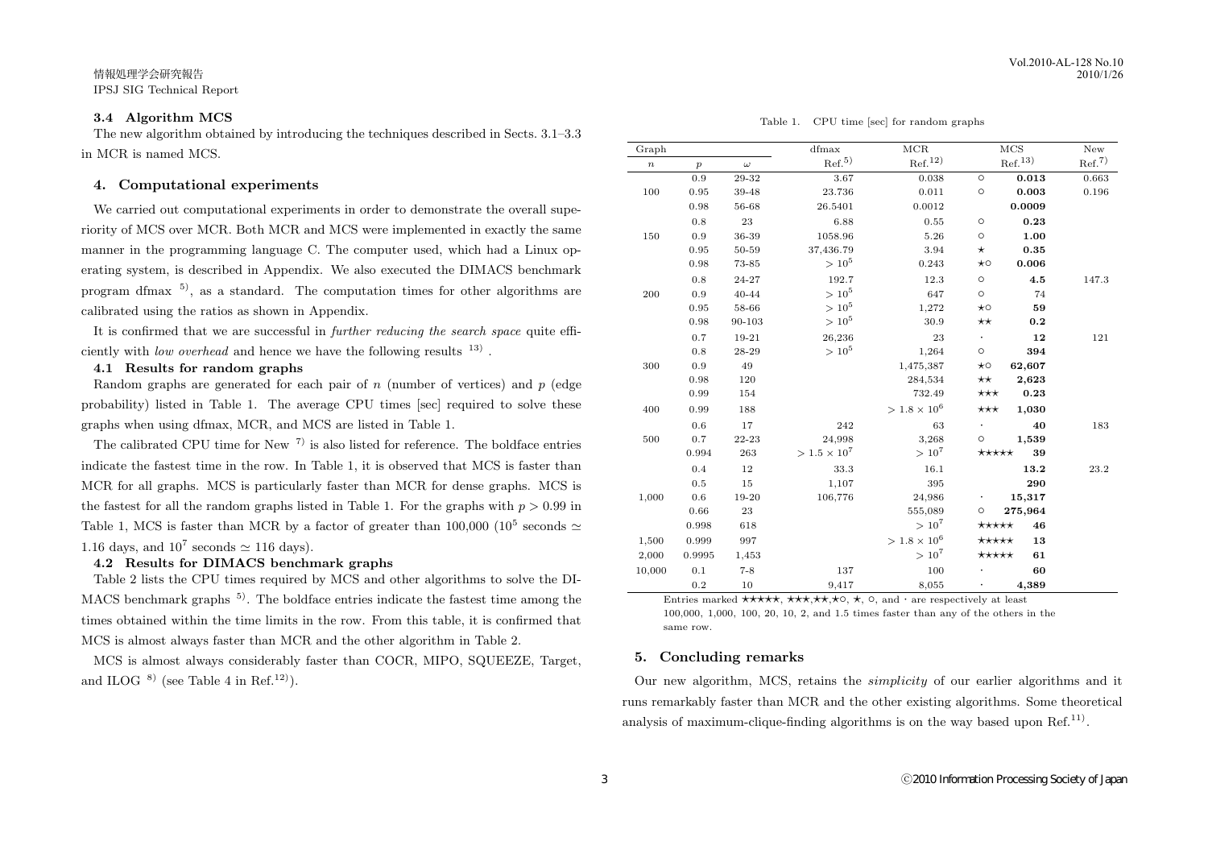### 3.4 Algorithm MCS

The new algorithm obtained by introducing the techniques described in Sects. 3.1–3.3 in MCR is named MCS.

## 4. Computational experiments

We carried out computational experiments in order to demonstrate the overall superiority of MCS over MCR. Both MCR and MCS were implemented in exactly the same manner in the programming language C. The computer used, which had a Linux operating system, is described in Appendix. We also executed the DIMACS benchmark program dfmax [5], as a standard. The computation times for other algorithms are calibrated using the ratios as shown in Appendix.

It is confirmed that we are successful in *further reducing the search space* quite efficiently with *low overhead* and hence we have the following results [13].

### 4.1 Results for random graphs

Random graphs are generated for each pair of $n$ (number of vertices) and $p$ (edge probability) listed in Table 1. The average CPU times [sec] required to solve these graphs when using dfmax, MCR, and MCS are listed in Table 1.

The calibrated CPU time for New [7] is also listed for reference. The boldface entries indicate the fastest time in the row. In Table 1, it is observed that MCS is faster than MCR for all graphs. MCS is particularly faster than MCR for dense graphs. MCS is the fastest for all the random graphs listed in Table 1. For the graphs with $p > 0.99$ in Table 1, MCS is faster than MCR by a factor of greater than 100,000 ($10^5$ seconds $\simeq$ 1.16 days, and $10^7$ seconds $\simeq$ 116 days).

### 4.2 Results for DIMACS benchmark graphs

Table 2 lists the CPU times required by MCS and other algorithms to solve the DIMACS benchmark graphs [5]. The boldface entries indicate the fastest time among the times obtained within the time limits in the row. From this table, it is confirmed that MCS is almost always faster than MCR and the other algorithm in Table 2.

MCS is almost always considerably faster than COCR, MIPO, SQUEEZE, Target, and ILOG [8] (see Table 4 in Ref.[12]).

Table 1. CPU time [sec] for random graphs

| Graph | | | dfmax | MCR | MCS | | New |
|---|---|---|---|---|---|---|---|
| $n$ | $p$ | $\omega$ | Ref.[5] | Ref.[12] | Ref.[13] | | Ref.[7] |
| 100 | 0.9 | 29-32 | 3.67 | 0.038 | ○ | **0.013** | 0.663 |
| | 0.95 | 39-48 | 23.736 | 0.011 | ○ | **0.003** | 0.196 |
| | 0.98 | 56-68 | 26.5401 | 0.0012 | | **0.0009** | |
| 150 | 0.8 | 23 | 6.88 | 0.55 | ○ | **0.23** | |
| | 0.9 | 36-39 | 1058.96 | 5.26 | ○ | **1.00** | |
| | 0.95 | 50-59 | 37,436.79 | 3.94 | ★ | **0.35** | |
| | 0.98 | 73-85 | $> 10^5$ | 0.243 | ★○ | **0.006** | |
| 200 | 0.8 | 24-27 | 192.7 | 12.3 | ○ | **4.5** | 147.3 |
| | 0.9 | 40-44 | $> 10^5$ | 647 | ○ | 74 | |
| | 0.95 | 58-66 | $> 10^5$ | 1,272 | ★○ | **59** | |
| | 0.98 | 90-103 | $> 10^5$ | 30.9 | ★★ | **0.2** | |
| 300 | 0.7 | 19-21 | 26,236 | 23 | · | **12** | 121 |
| | 0.8 | 28-29 | $> 10^5$ | 1,264 | ○ | **394** | |
| | 0.9 | 49 | | 1,475,387 | ★○ | **62,607** | |
| | 0.98 | 120 | | 284,534 | ★★ | **2,623** | |
| | 0.99 | 154 | | 732.49 | ★★★ | **0.23** | |
| 400 | 0.99 | 188 | | $> 1.8 \times 10^6$ | ★★★ | **1,030** | |
| 500 | 0.6 | 17 | 242 | 63 | · | **40** | 183 |
| | 0.7 | 22-23 | 24,998 | 3,268 | ○ | **1,539** | |
| | 0.994 | 263 | $> 1.5 \times 10^7$ | $> 10^7$ | ★★★★★ | **39** | |
| 1,000 | 0.4 | 12 | 33.3 | 16.1 | | **13.2** | 23.2 |
| | 0.5 | 15 | 1,107 | 395 | | **290** | |
| | 0.6 | 19-20 | 106,776 | 24,986 | · | **15,317** | |
| | 0.66 | 23 | | 555,089 | ○ | **275,964** | |
| | 0.998 | 618 | | $> 10^7$ | ★★★★★ | **46** | |
| 1,500 | 0.999 | 997 | | $> 1.8 \times 10^6$ | ★★★★★ | **13** | |
| 2,000 | 0.9995 | 1,453 | | $> 10^7$ | ★★★★★ | **61** | |
| 10,000 | 0.1 | 7-8 | 137 | 100 | · | **60** | |
| | 0.2 | 10 | 9,417 | 8,055 | · | **4,389** | |

Entries marked ★★★★★, ★★★,★★,★○, ★, ○, and · are respectively at least 100,000, 1,000, 100, 20, 10, 2, and 1.5 times faster than any of the others in the same row.

## 5. Concluding remarks

Our new algorithm, MCS, retains the *simplicity* of our earlier algorithms and it runs remarkably faster than MCR and the other existing algorithms. Some theoretical analysis of maximum-clique-finding algorithms is on the way based upon Ref.[11].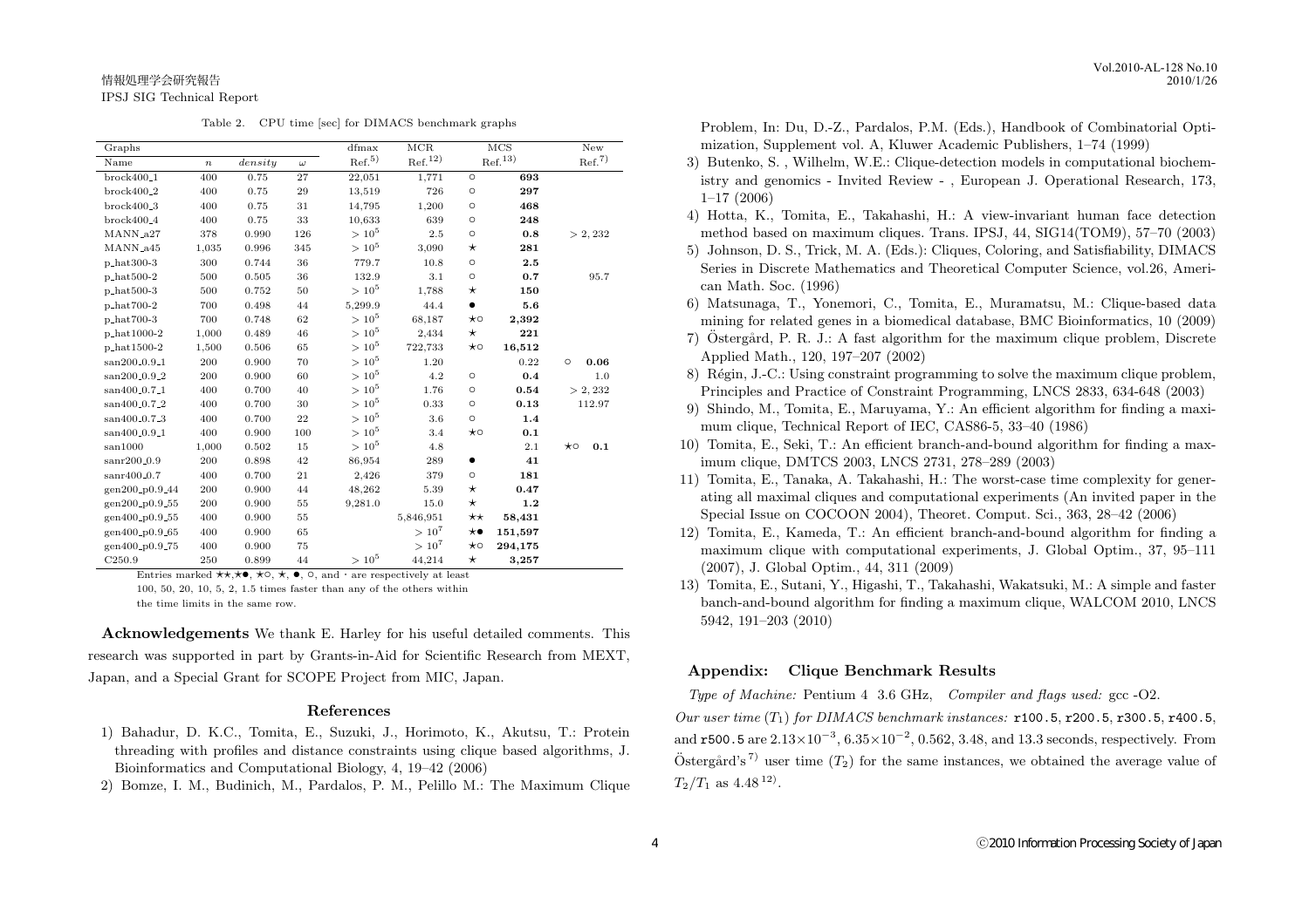Table 2. CPU time [sec] for DIMACS benchmark graphs

| Graphs | | | | dfmax | MCR | MCS | | New |
|---|---|---|---|---|---|---|---|---|
| Name | $n$ | $density$ | $\omega$ | Ref.[5] | Ref.[12] | Ref.[13] | | Ref.[7] |
| brock400_1 | 400 | 0.75 | 27 | 22,051 | 1,771 | ○ | **693** | |
| brock400_2 | 400 | 0.75 | 29 | 13,519 | 726 | ○ | **297** | |
| brock400_3 | 400 | 0.75 | 31 | 14,795 | 1,200 | ○ | **468** | |
| brock400_4 | 400 | 0.75 | 33 | 10,633 | 639 | ○ | **248** | |
| MANN_a27 | 378 | 0.990 | 126 | $>10^5$ | 2.5 | ○ | **0.8** | $>2,232$ |
| MANN_a45 | 1,035 | 0.996 | 345 | $>10^5$ | 3,090 | ⋆ | **281** | |
| p_hat300-3 | 300 | 0.744 | 36 | 779.7 | 10.8 | ○ | **2.5** | |
| p_hat500-2 | 500 | 0.505 | 36 | 132.9 | 3.1 | ○ | **0.7** | 95.7 |
| p_hat500-3 | 500 | 0.752 | 50 | $>10^5$ | 1,788 | ⋆ | **150** | |
| p_hat700-2 | 700 | 0.498 | 44 | 5,299.9 | 44.4 | ● | **5.6** | |
| p_hat700-3 | 700 | 0.748 | 62 | $>10^5$ | 68,187 | ⋆○ | **2,392** | |
| p_hat1000-2 | 1,000 | 0.489 | 46 | $>10^5$ | 2,434 | ⋆ | **221** | |
| p_hat1500-2 | 1,500 | 0.506 | 65 | $>10^5$ | 722,733 | ⋆○ | **16,512** | |
| san200_0.9_1 | 200 | 0.900 | 70 | $>10^5$ | 1.20 | | 0.22 | ○ **0.06** |
| san200_0.9_2 | 200 | 0.900 | 60 | $>10^5$ | 4.2 | ○ | **0.4** | 1.0 |
| san400_0.7_1 | 400 | 0.700 | 40 | $>10^5$ | 1.76 | ○ | **0.54** | $>2,232$ |
| san400_0.7_2 | 400 | 0.700 | 30 | $>10^5$ | 0.33 | ○ | **0.13** | 112.97 |
| san400_0.7_3 | 400 | 0.700 | 22 | $>10^5$ | 3.6 | ○ | **1.4** | |
| san400_0.9_1 | 400 | 0.900 | 100 | $>10^5$ | 3.4 | ⋆○ | **0.1** | |
| san1000 | 1,000 | 0.502 | 15 | $>10^5$ | 4.8 | | 2.1 | ⋆○ **0.1** |
| sanr200_0.9 | 200 | 0.898 | 42 | 86,954 | 289 | ● | **41** | |
| sanr400_0.7 | 400 | 0.700 | 21 | 2,426 | 379 | ○ | **181** | |
| gen200_p0.9_44 | 200 | 0.900 | 44 | 48,262 | 5.39 | ⋆ | **0.47** | |
| gen200_p0.9_55 | 200 | 0.900 | 55 | 9,281.0 | 15.0 | ⋆ | **1.2** | |
| gen400_p0.9_55 | 400 | 0.900 | 55 | | 5,846,951 | ⋆⋆ | **58,431** | |
| gen400_p0.9_65 | 400 | 0.900 | 65 | | $>10^7$ | ⋆● | **151,597** | |
| gen400_p0.9_75 | 400 | 0.900 | 75 | | $>10^7$ | ⋆○ | **294,175** | |
| C250.9 | 250 | 0.899 | 44 | $>10^5$ | 44,214 | ⋆ | **3,257** | |

Entries marked ⋆⋆,⋆●, ⋆○, ⋆, ●, ○, and · are respectively at least 100, 50, 20, 10, 5, 2, 1.5 times faster than any of the others within the time limits in the same row.

**Acknowledgements** We thank E. Harley for his useful detailed comments. This research was supported in part by Grants-in-Aid for Scientific Research from MEXT, Japan, and a Special Grant for SCOPE Project from MIC, Japan.

## References

1) Bahadur, D. K.C., Tomita, E., Suzuki, J., Horimoto, K., Akutsu, T.: Protein threading with profiles and distance constraints using clique based algorithms, J. Bioinformatics and Computational Biology, 4, 19–42 (2006)
2) Bomze, I. M., Budinich, M., Pardalos, P. M., Pelillo M.: The Maximum Clique Problem, In: Du, D.-Z., Pardalos, P.M. (Eds.), Handbook of Combinatorial Optimization, Supplement vol. A, Kluwer Academic Publishers, 1–74 (1999)
3) Butenko, S. , Wilhelm, W.E.: Clique-detection models in computational biochemistry and genomics - Invited Review - , European J. Operational Research, 173, 1–17 (2006)
4) Hotta, K., Tomita, E., Takahashi, H.: A view-invariant human face detection method based on maximum cliques. Trans. IPSJ, 44, SIG14(TOM9), 57–70 (2003)
5) Johnson, D. S., Trick, M. A. (Eds.): Cliques, Coloring, and Satisfiability, DIMACS Series in Discrete Mathematics and Theoretical Computer Science, vol.26, American Math. Soc. (1996)
6) Matsunaga, T., Yonemori, C., Tomita, E., Muramatsu, M.: Clique-based data mining for related genes in a biomedical database, BMC Bioinformatics, 10 (2009)
7) Östergård, P. R. J.: A fast algorithm for the maximum clique problem, Discrete Applied Math., 120, 197–207 (2002)
8) Régin, J.-C.: Using constraint programming to solve the maximum clique problem, Principles and Practice of Constraint Programming, LNCS 2833, 634-648 (2003)
9) Shindo, M., Tomita, E., Maruyama, Y.: An efficient algorithm for finding a maximum clique, Technical Report of IEC, CAS86-5, 33–40 (1986)
10) Tomita, E., Seki, T.: An efficient branch-and-bound algorithm for finding a maximum clique, DMTCS 2003, LNCS 2731, 278–289 (2003)
11) Tomita, E., Tanaka, A. Takahashi, H.: The worst-case time complexity for generating all maximal cliques and computational experiments (An invited paper in the Special Issue on COCOON 2004), Theoret. Comput. Sci., 363, 28–42 (2006)
12) Tomita, E., Kameda, T.: An efficient branch-and-bound algorithm for finding a maximum clique with computational experiments, J. Global Optim., 37, 95–111 (2007), J. Global Optim., 44, 311 (2009)
13) Tomita, E., Sutani, Y., Higashi, T., Takahashi, Wakatsuki, M.: A simple and faster banch-and-bound algorithm for finding a maximum clique, WALCOM 2010, LNCS 5942, 191–203 (2010)

## Appendix: Clique Benchmark Results

*Type of Machine:* Pentium 4 3.6 GHz, *Compiler and flags used:* gcc -O2.

*Our user time* ($T_1$) *for DIMACS benchmark instances:* `r100.5`, `r200.5`, `r300.5`, `r400.5`, and `r500.5` are $2.13\times10^{-3}$, $6.35\times10^{-2}$, 0.562, 3.48, and 13.3 seconds, respectively. From Östergård's[7] user time ($T_2$) for the same instances, we obtained the average value of $T_2/T_1$ as 4.48[12].